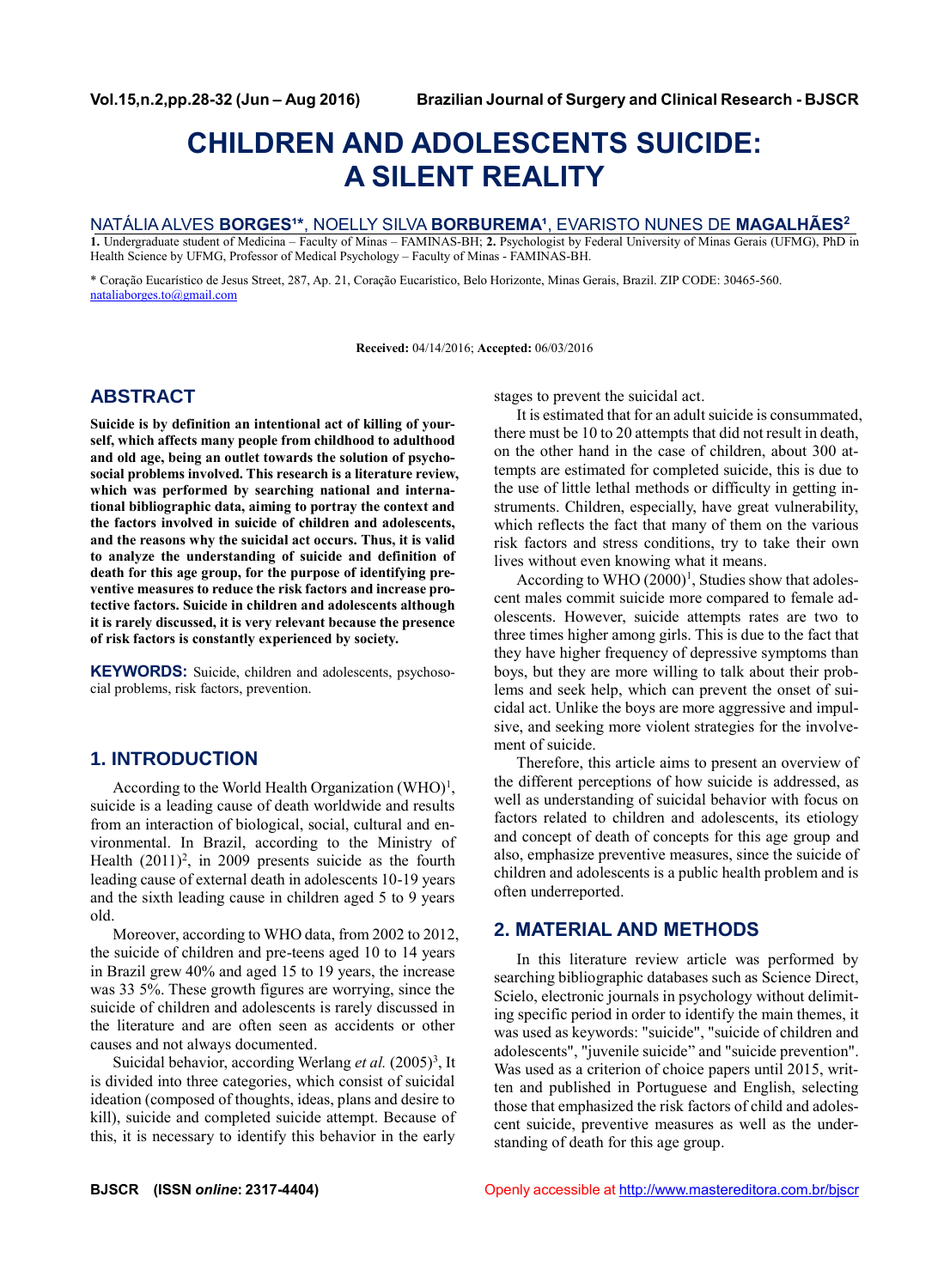# CHILDREN AND ADOLESCENTS SUICIDE: A SILENT REALITY

NATÁLIA ALVES **BORGES**[1*], NOELLY SILVA **BORBUREMA**[1], EVARISTO NUNES DE **MAGALHÃES**[2]

**1.** Undergraduate student of Medicina – Faculty of Minas – FAMINAS-BH; **2.** Psychologist by Federal University of Minas Gerais (UFMG), PhD in Health Science by UFMG, Professor of Medical Psychology – Faculty of Minas - FAMINAS-BH.

\* Coração Eucarístico de Jesus Street, 287, Ap. 21, Coração Eucarístico, Belo Horizonte, Minas Gerais, Brazil. ZIP CODE: 30465-560. nataliaborges.to@gmail.com

**Received:** 04/14/2016; **Accepted:** 06/03/2016

## ABSTRACT

**Suicide is by definition an intentional act of killing of yourself, which affects many people from childhood to adulthood and old age, being an outlet towards the solution of psychosocial problems involved. This research is a literature review, which was performed by searching national and international bibliographic data, aiming to portray the context and the factors involved in suicide of children and adolescents, and the reasons why the suicidal act occurs. Thus, it is valid to analyze the understanding of suicide and definition of death for this age group, for the purpose of identifying preventive measures to reduce the risk factors and increase protective factors. Suicide in children and adolescents although it is rarely discussed, it is very relevant because the presence of risk factors is constantly experienced by society.**

**KEYWORDS:** Suicide, children and adolescents, psychosocial problems, risk factors, prevention.

## 1. INTRODUCTION

According to the World Health Organization (WHO)[1], suicide is a leading cause of death worldwide and results from an interaction of biological, social, cultural and environmental. In Brazil, according to the Ministry of Health (2011)[2], in 2009 presents suicide as the fourth leading cause of external death in adolescents 10-19 years and the sixth leading cause in children aged 5 to 9 years old.

Moreover, according to WHO data, from 2002 to 2012, the suicide of children and pre-teens aged 10 to 14 years in Brazil grew 40% and aged 15 to 19 years, the increase was 33 5%. These growth figures are worrying, since the suicide of children and adolescents is rarely discussed in the literature and are often seen as accidents or other causes and not always documented.

Suicidal behavior, according Werlang *et al.* (2005)[3], It is divided into three categories, which consist of suicidal ideation (composed of thoughts, ideas, plans and desire to kill), suicide and completed suicide attempt. Because of this, it is necessary to identify this behavior in the early stages to prevent the suicidal act.

It is estimated that for an adult suicide is consummated, there must be 10 to 20 attempts that did not result in death, on the other hand in the case of children, about 300 attempts are estimated for completed suicide, this is due to the use of little lethal methods or difficulty in getting instruments. Children, especially, have great vulnerability, which reflects the fact that many of them on the various risk factors and stress conditions, try to take their own lives without even knowing what it means.

According to WHO (2000)[1], Studies show that adolescent males commit suicide more compared to female adolescents. However, suicide attempts rates are two to three times higher among girls. This is due to the fact that they have higher frequency of depressive symptoms than boys, but they are more willing to talk about their problems and seek help, which can prevent the onset of suicidal act. Unlike the boys are more aggressive and impulsive, and seeking more violent strategies for the involvement of suicide.

Therefore, this article aims to present an overview of the different perceptions of how suicide is addressed, as well as understanding of suicidal behavior with focus on factors related to children and adolescents, its etiology and concept of death of concepts for this age group and also, emphasize preventive measures, since the suicide of children and adolescents is a public health problem and is often underreported.

## 2. MATERIAL AND METHODS

In this literature review article was performed by searching bibliographic databases such as Science Direct, Scielo, electronic journals in psychology without delimiting specific period in order to identify the main themes, it was used as keywords: "suicide", "suicide of children and adolescents", "juvenile suicide" and "suicide prevention". Was used as a criterion of choice papers until 2015, written and published in Portuguese and English, selecting those that emphasized the risk factors of child and adolescent suicide, preventive measures as well as the understanding of death for this age group.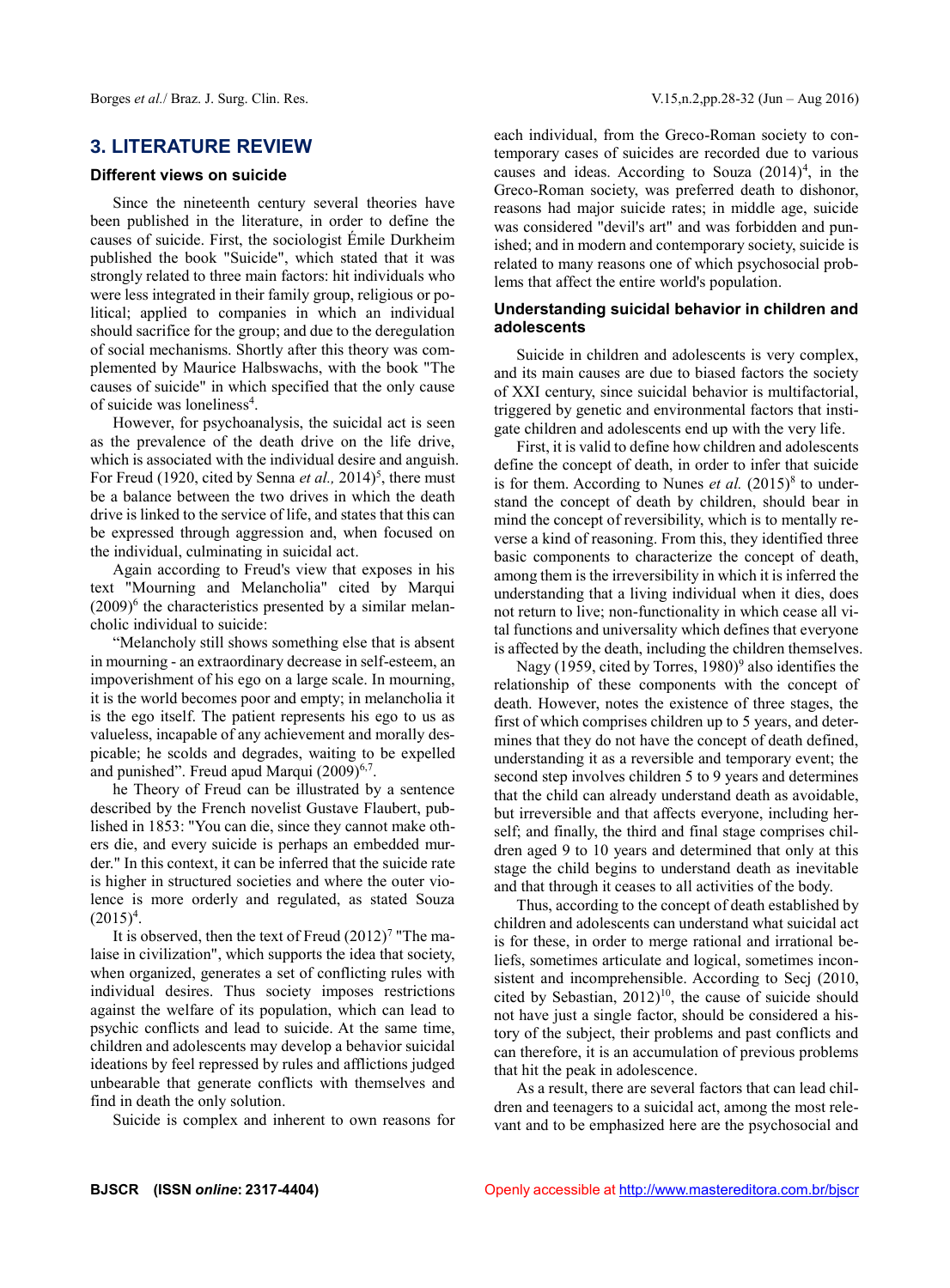## 3. LITERATURE REVIEW

### Different views on suicide

Since the nineteenth century several theories have been published in the literature, in order to define the causes of suicide. First, the sociologist Émile Durkheim published the book "Suicide", which stated that it was strongly related to three main factors: hit individuals who were less integrated in their family group, religious or political; applied to companies in which an individual should sacrifice for the group; and due to the deregulation of social mechanisms. Shortly after this theory was complemented by Maurice Halbswachs, with the book "The causes of suicide" in which specified that the only cause of suicide was loneliness[4].

However, for psychoanalysis, the suicidal act is seen as the prevalence of the death drive on the life drive, which is associated with the individual desire and anguish. For Freud (1920, cited by Senna *et al.,* 2014)[5], there must be a balance between the two drives in which the death drive is linked to the service of life, and states that this can be expressed through aggression and, when focused on the individual, culminating in suicidal act.

Again according to Freud's view that exposes in his text "Mourning and Melancholia" cited by Marqui (2009)[6] the characteristics presented by a similar melancholic individual to suicide:

"Melancholy still shows something else that is absent in mourning - an extraordinary decrease in self-esteem, an impoverishment of his ego on a large scale. In mourning, it is the world becomes poor and empty; in melancholia it is the ego itself. The patient represents his ego to us as valueless, incapable of any achievement and morally despicable; he scolds and degrades, waiting to be expelled and punished". Freud apud Marqui (2009)[6,7].

he Theory of Freud can be illustrated by a sentence described by the French novelist Gustave Flaubert, published in 1853: "You can die, since they cannot make others die, and every suicide is perhaps an embedded murder." In this context, it can be inferred that the suicide rate is higher in structured societies and where the outer violence is more orderly and regulated, as stated Souza (2015)[4].

It is observed, then the text of Freud (2012)[7] "The malaise in civilization", which supports the idea that society, when organized, generates a set of conflicting rules with individual desires. Thus society imposes restrictions against the welfare of its population, which can lead to psychic conflicts and lead to suicide. At the same time, children and adolescents may develop a behavior suicidal ideations by feel repressed by rules and afflictions judged unbearable that generate conflicts with themselves and find in death the only solution.

Suicide is complex and inherent to own reasons for each individual, from the Greco-Roman society to contemporary cases of suicides are recorded due to various causes and ideas. According to Souza (2014)[4], in the Greco-Roman society, was preferred death to dishonor, reasons had major suicide rates; in middle age, suicide was considered "devil's art" and was forbidden and punished; and in modern and contemporary society, suicide is related to many reasons one of which psychosocial problems that affect the entire world's population.

### Understanding suicidal behavior in children and adolescents

Suicide in children and adolescents is very complex, and its main causes are due to biased factors the society of XXI century, since suicidal behavior is multifactorial, triggered by genetic and environmental factors that instigate children and adolescents end up with the very life.

First, it is valid to define how children and adolescents define the concept of death, in order to infer that suicide is for them. According to Nunes *et al.* (2015)[8] to understand the concept of death by children, should bear in mind the concept of reversibility, which is to mentally reverse a kind of reasoning. From this, they identified three basic components to characterize the concept of death, among them is the irreversibility in which it is inferred the understanding that a living individual when it dies, does not return to live; non-functionality in which cease all vital functions and universality which defines that everyone is affected by the death, including the children themselves.

Nagy (1959, cited by Torres, 1980)[9] also identifies the relationship of these components with the concept of death. However, notes the existence of three stages, the first of which comprises children up to 5 years, and determines that they do not have the concept of death defined, understanding it as a reversible and temporary event; the second step involves children 5 to 9 years and determines that the child can already understand death as avoidable, but irreversible and that affects everyone, including herself; and finally, the third and final stage comprises children aged 9 to 10 years and determined that only at this stage the child begins to understand death as inevitable and that through it ceases to all activities of the body.

Thus, according to the concept of death established by children and adolescents can understand what suicidal act is for these, in order to merge rational and irrational beliefs, sometimes articulate and logical, sometimes inconsistent and incomprehensible. According to Secj (2010, cited by Sebastian, 2012)[10], the cause of suicide should not have just a single factor, should be considered a history of the subject, their problems and past conflicts and can therefore, it is an accumulation of previous problems that hit the peak in adolescence.

As a result, there are several factors that can lead children and teenagers to a suicidal act, among the most relevant and to be emphasized here are the psychosocial and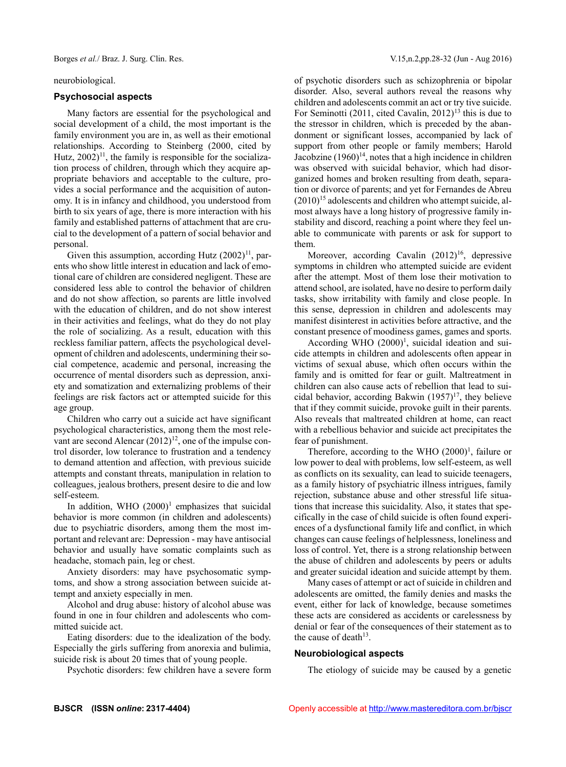neurobiological.

### Psychosocial aspects

Many factors are essential for the psychological and social development of a child, the most important is the family environment you are in, as well as their emotional relationships. According to Steinberg (2000, cited by Hutz, 2002)[11], the family is responsible for the socialization process of children, through which they acquire appropriate behaviors and acceptable to the culture, provides a social performance and the acquisition of autonomy. It is in infancy and childhood, you understood from birth to six years of age, there is more interaction with his family and established patterns of attachment that are crucial to the development of a pattern of social behavior and personal.

Given this assumption, according Hutz (2002)[11], parents who show little interest in education and lack of emotional care of children are considered negligent. These are considered less able to control the behavior of children and do not show affection, so parents are little involved with the education of children, and do not show interest in their activities and feelings, what do they do not play the role of socializing. As a result, education with this reckless familiar pattern, affects the psychological development of children and adolescents, undermining their social competence, academic and personal, increasing the occurrence of mental disorders such as depression, anxiety and somatization and externalizing problems of their feelings are risk factors act or attempted suicide for this age group.

Children who carry out a suicide act have significant psychological characteristics, among them the most relevant are second Alencar (2012)[12], one of the impulse control disorder, low tolerance to frustration and a tendency to demand attention and affection, with previous suicide attempts and constant threats, manipulation in relation to colleagues, jealous brothers, present desire to die and low self-esteem.

In addition, WHO (2000)[1] emphasizes that suicidal behavior is more common (in children and adolescents) due to psychiatric disorders, among them the most important and relevant are: Depression - may have antisocial behavior and usually have somatic complaints such as headache, stomach pain, leg or chest.

Anxiety disorders: may have psychosomatic symptoms, and show a strong association between suicide attempt and anxiety especially in men.

Alcohol and drug abuse: history of alcohol abuse was found in one in four children and adolescents who committed suicide act.

Eating disorders: due to the idealization of the body. Especially the girls suffering from anorexia and bulimia, suicide risk is about 20 times that of young people.

Psychotic disorders: few children have a severe form of psychotic disorders such as schizophrenia or bipolar disorder. Also, several authors reveal the reasons why children and adolescents commit an act or try tive suicide. For Seminotti (2011, cited Cavalin, 2012)[13] this is due to the stressor in children, which is preceded by the abandonment or significant losses, accompanied by lack of support from other people or family members; Harold Jacobzine (1960)[14], notes that a high incidence in children was observed with suicidal behavior, which had disorganized homes and broken resulting from death, separation or divorce of parents; and yet for Fernandes de Abreu (2010)[15] adolescents and children who attempt suicide, almost always have a long history of progressive family instability and discord, reaching a point where they feel unable to communicate with parents or ask for support to them.

Moreover, according Cavalin (2012)[16], depressive symptoms in children who attempted suicide are evident after the attempt. Most of them lose their motivation to attend school, are isolated, have no desire to perform daily tasks, show irritability with family and close people. In this sense, depression in children and adolescents may manifest disinterest in activities before attractive, and the constant presence of moodiness games, games and sports.

According WHO (2000)[1], suicidal ideation and suicide attempts in children and adolescents often appear in victims of sexual abuse, which often occurs within the family and is omitted for fear or guilt. Maltreatment in children can also cause acts of rebellion that lead to suicidal behavior, according Bakwin (1957)[17], they believe that if they commit suicide, provoke guilt in their parents. Also reveals that maltreated children at home, can react with a rebellious behavior and suicide act precipitates the fear of punishment.

Therefore, according to the WHO (2000)[1], failure or low power to deal with problems, low self-esteem, as well as conflicts on its sexuality, can lead to suicide teenagers, as a family history of psychiatric illness intrigues, family rejection, substance abuse and other stressful life situations that increase this suicidality. Also, it states that specifically in the case of child suicide is often found experiences of a dysfunctional family life and conflict, in which changes can cause feelings of helplessness, loneliness and loss of control. Yet, there is a strong relationship between the abuse of children and adolescents by peers or adults and greater suicidal ideation and suicide attempt by them.

Many cases of attempt or act of suicide in children and adolescents are omitted, the family denies and masks the event, either for lack of knowledge, because sometimes these acts are considered as accidents or carelessness by denial or fear of the consequences of their statement as to the cause of death[13].

### Neurobiological aspects

The etiology of suicide may be caused by a genetic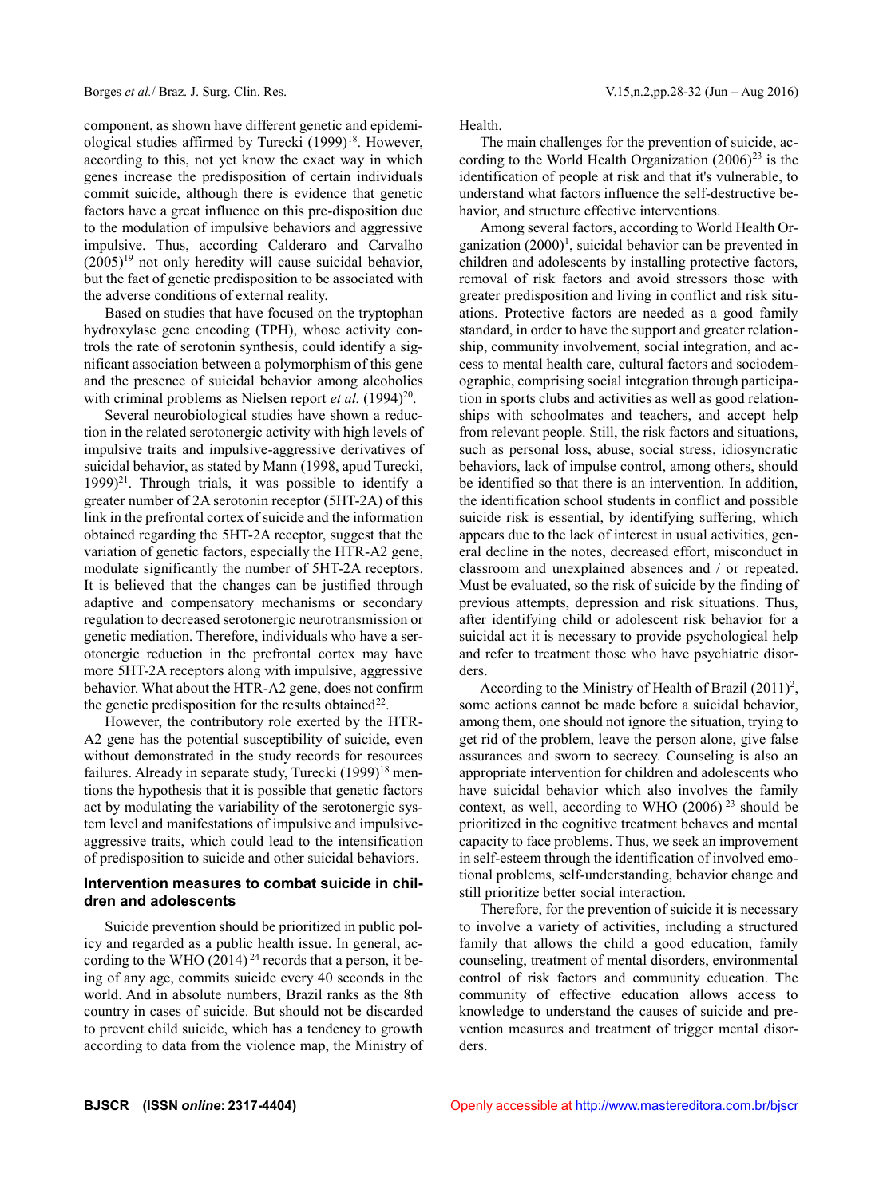component, as shown have different genetic and epidemiological studies affirmed by Turecki (1999)[18]. However, according to this, not yet know the exact way in which genes increase the predisposition of certain individuals commit suicide, although there is evidence that genetic factors have a great influence on this pre-disposition due to the modulation of impulsive behaviors and aggressive impulsive. Thus, according Calderaro and Carvalho (2005)[19] not only heredity will cause suicidal behavior, but the fact of genetic predisposition to be associated with the adverse conditions of external reality.

Based on studies that have focused on the tryptophan hydroxylase gene encoding (TPH), whose activity controls the rate of serotonin synthesis, could identify a significant association between a polymorphism of this gene and the presence of suicidal behavior among alcoholics with criminal problems as Nielsen report *et al.* (1994)[20].

Several neurobiological studies have shown a reduction in the related serotonergic activity with high levels of impulsive traits and impulsive-aggressive derivatives of suicidal behavior, as stated by Mann (1998, apud Turecki, 1999)[21]. Through trials, it was possible to identify a greater number of 2A serotonin receptor (5HT-2A) of this link in the prefrontal cortex of suicide and the information obtained regarding the 5HT-2A receptor, suggest that the variation of genetic factors, especially the HTR-A2 gene, modulate significantly the number of 5HT-2A receptors. It is believed that the changes can be justified through adaptive and compensatory mechanisms or secondary regulation to decreased serotonergic neurotransmission or genetic mediation. Therefore, individuals who have a serotonergic reduction in the prefrontal cortex may have more 5HT-2A receptors along with impulsive, aggressive behavior. What about the HTR-A2 gene, does not confirm the genetic predisposition for the results obtained[22].

However, the contributory role exerted by the HTR-A2 gene has the potential susceptibility of suicide, even without demonstrated in the study records for resources failures. Already in separate study, Turecki (1999)[18] mentions the hypothesis that it is possible that genetic factors act by modulating the variability of the serotonergic system level and manifestations of impulsive and impulsive-aggressive traits, which could lead to the intensification of predisposition to suicide and other suicidal behaviors.

## Intervention measures to combat suicide in children and adolescents

Suicide prevention should be prioritized in public policy and regarded as a public health issue. In general, according to the WHO (2014)[24] records that a person, it being of any age, commits suicide every 40 seconds in the world. And in absolute numbers, Brazil ranks as the 8th country in cases of suicide. But should not be discarded to prevent child suicide, which has a tendency to growth according to data from the violence map, the Ministry of Health.

The main challenges for the prevention of suicide, according to the World Health Organization (2006)[23] is the identification of people at risk and that it's vulnerable, to understand what factors influence the self-destructive behavior, and structure effective interventions.

Among several factors, according to World Health Organization (2000)[1], suicidal behavior can be prevented in children and adolescents by installing protective factors, removal of risk factors and avoid stressors those with greater predisposition and living in conflict and risk situations. Protective factors are needed as a good family standard, in order to have the support and greater relationship, community involvement, social integration, and access to mental health care, cultural factors and sociodemographic, comprising social integration through participation in sports clubs and activities as well as good relationships with schoolmates and teachers, and accept help from relevant people. Still, the risk factors and situations, such as personal loss, abuse, social stress, idiosyncratic behaviors, lack of impulse control, among others, should be identified so that there is an intervention. In addition, the identification school students in conflict and possible suicide risk is essential, by identifying suffering, which appears due to the lack of interest in usual activities, general decline in the notes, decreased effort, misconduct in classroom and unexplained absences and / or repeated. Must be evaluated, so the risk of suicide by the finding of previous attempts, depression and risk situations. Thus, after identifying child or adolescent risk behavior for a suicidal act it is necessary to provide psychological help and refer to treatment those who have psychiatric disorders.

According to the Ministry of Health of Brazil (2011)[2], some actions cannot be made before a suicidal behavior, among them, one should not ignore the situation, trying to get rid of the problem, leave the person alone, give false assurances and sworn to secrecy. Counseling is also an appropriate intervention for children and adolescents who have suicidal behavior which also involves the family context, as well, according to WHO (2006)[23] should be prioritized in the cognitive treatment behaves and mental capacity to face problems. Thus, we seek an improvement in self-esteem through the identification of involved emotional problems, self-understanding, behavior change and still prioritize better social interaction.

Therefore, for the prevention of suicide it is necessary to involve a variety of activities, including a structured family that allows the child a good education, family counseling, treatment of mental disorders, environmental control of risk factors and community education. The community of effective education allows access to knowledge to understand the causes of suicide and prevention measures and treatment of trigger mental disorders.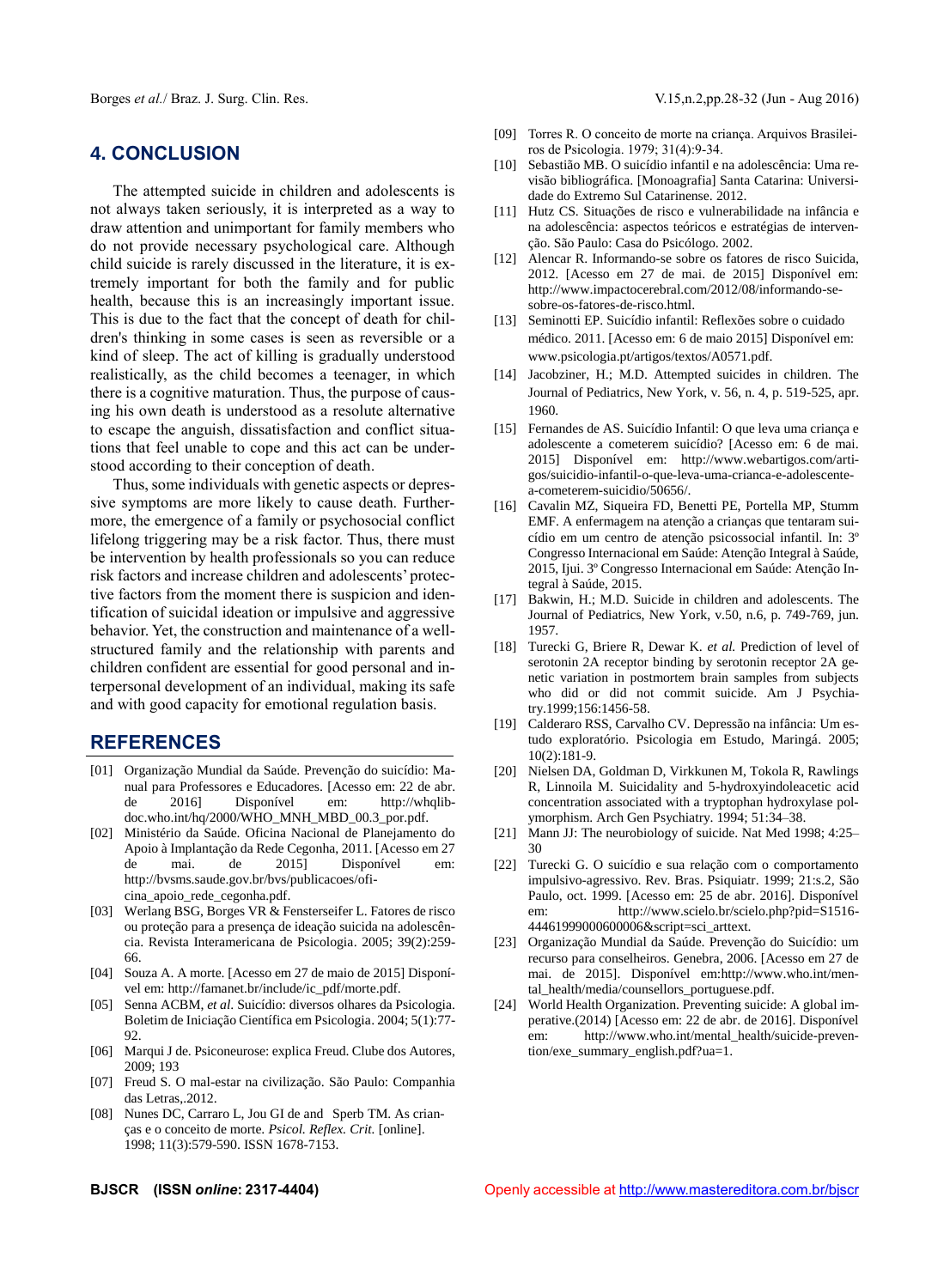## 4. CONCLUSION

The attempted suicide in children and adolescents is not always taken seriously, it is interpreted as a way to draw attention and unimportant for family members who do not provide necessary psychological care. Although child suicide is rarely discussed in the literature, it is extremely important for both the family and for public health, because this is an increasingly important issue. This is due to the fact that the concept of death for children's thinking in some cases is seen as reversible or a kind of sleep. The act of killing is gradually understood realistically, as the child becomes a teenager, in which there is a cognitive maturation. Thus, the purpose of causing his own death is understood as a resolute alternative to escape the anguish, dissatisfaction and conflict situations that feel unable to cope and this act can be understood according to their conception of death.

Thus, some individuals with genetic aspects or depressive symptoms are more likely to cause death. Furthermore, the emergence of a family or psychosocial conflict lifelong triggering may be a risk factor. Thus, there must be intervention by health professionals so you can reduce risk factors and increase children and adolescents' protective factors from the moment there is suspicion and identification of suicidal ideation or impulsive and aggressive behavior. Yet, the construction and maintenance of a well-structured family and the relationship with parents and children confident are essential for good personal and interpersonal development of an individual, making its safe and with good capacity for emotional regulation basis.

## REFERENCES

[01] Organização Mundial da Saúde. Prevenção do suicídio: Manual para Professores e Educadores. [Acesso em: 22 de abr. de 2016] Disponível em: http://whqlibdoc.who.int/hq/2000/WHO_MNH_MBD_00.3_por.pdf.

[02] Ministério da Saúde. Oficina Nacional de Planejamento do Apoio à Implantação da Rede Cegonha, 2011. [Acesso em 27 de mai. de 2015] Disponível em: http://bvsms.saude.gov.br/bvs/publicacoes/oficina_apoio_rede_cegonha.pdf.

[03] Werlang BSG, Borges VR & Fensterseifer L. Fatores de risco ou proteção para a presença de ideação suicida na adolescência. Revista Interamericana de Psicologia. 2005; 39(2):259-66.

[04] Souza A. A morte. [Acesso em 27 de maio de 2015] Disponível em: http://famanet.br/include/ic_pdf/morte.pdf.

[05] Senna ACBM, *et al.* Suicídio: diversos olhares da Psicologia. Boletim de Iniciação Científica em Psicologia. 2004; 5(1):77-92.

[06] Marqui J de. Psiconeurose: explica Freud. Clube dos Autores, 2009; 193

[07] Freud S. O mal-estar na civilização. São Paulo: Companhia das Letras,.2012.

[08] Nunes DC, Carraro L, Jou GI de and Sperb TM. As crianças e o conceito de morte. *Psicol. Reflex. Crit.* [online]. 1998; 11(3):579-590. ISSN 1678-7153.

[09] Torres R. O conceito de morte na criança. Arquivos Brasileiros de Psicologia. 1979; 31(4):9-34.

[10] Sebastião MB. O suicídio infantil e na adolescência: Uma revisão bibliográfica. [Monoagrafia] Santa Catarina: Universidade do Extremo Sul Catarinense. 2012.

[11] Hutz CS. Situações de risco e vulnerabilidade na infância e na adolescência: aspectos teóricos e estratégias de intervenção. São Paulo: Casa do Psicólogo. 2002.

[12] Alencar R. Informando-se sobre os fatores de risco Suicida, 2012. [Acesso em 27 de mai. de 2015] Disponível em: http://www.impactocerebral.com/2012/08/informando-se-sobre-os-fatores-de-risco.html.

[13] Seminotti EP. Suicídio infantil: Reflexões sobre o cuidado médico. 2011. [Acesso em: 6 de maio 2015] Disponível em: www.psicologia.pt/artigos/textos/A0571.pdf.

[14] Jacobziner, H.; M.D. Attempted suicides in children. The Journal of Pediatrics, New York, v. 56, n. 4, p. 519-525, apr. 1960.

[15] Fernandes de AS. Suicídio Infantil: O que leva uma criança e adolescente a cometerem suicídio? [Acesso em: 6 de mai. 2015] Disponível em: http://www.webartigos.com/artigos/suicidio-infantil-o-que-leva-uma-crianca-e-adolescente-a-cometerem-suicidio/50656/.

[16] Cavalin MZ, Siqueira FD, Benetti PE, Portella MP, Stumm EMF. A enfermagem na atenção a crianças que tentaram suicídio em um centro de atenção psicossocial infantil. In: 3º Congresso Internacional em Saúde: Atenção Integral à Saúde, 2015, Ijui. 3º Congresso Internacional em Saúde: Atenção Integral à Saúde, 2015.

[17] Bakwin, H.; M.D. Suicide in children and adolescents. The Journal of Pediatrics, New York, v.50, n.6, p. 749-769, jun. 1957.

[18] Turecki G, Briere R, Dewar K. *et al.* Prediction of level of serotonin 2A receptor binding by serotonin receptor 2A genetic variation in postmortem brain samples from subjects who did or did not commit suicide. Am J Psychiatry.1999;156:1456-58.

[19] Calderaro RSS, Carvalho CV. Depressão na infância: Um estudo exploratório. Psicologia em Estudo, Maringá. 2005; 10(2):181-9.

[20] Nielsen DA, Goldman D, Virkkunen M, Tokola R, Rawlings R, Linnoila M. Suicidality and 5-hydroxyindoleacetic acid concentration associated with a tryptophan hydroxylase polymorphism. Arch Gen Psychiatry. 1994; 51:34–38.

[21] Mann JJ: The neurobiology of suicide. Nat Med 1998; 4:25–30

[22] Turecki G. O suicídio e sua relação com o comportamento impulsivo-agressivo. Rev. Bras. Psiquiatr. 1999; 21:s.2, São Paulo, oct. 1999. [Acesso em: 25 de abr. 2016]. Disponível em: http://www.scielo.br/scielo.php?pid=S1516-44461999000600006&script=sci_arttext.

[23] Organização Mundial da Saúde. Prevenção do Suicídio: um recurso para conselheiros. Genebra, 2006. [Acesso em 27 de mai. de 2015]. Disponível em:http://www.who.int/mental_health/media/counsellors_portuguese.pdf.

[24] World Health Organization. Preventing suicide: A global imperative.(2014) [Acesso em: 22 de abr. de 2016]. Disponível em: http://www.who.int/mental_health/suicide-prevention/exe_summary_english.pdf?ua=1.